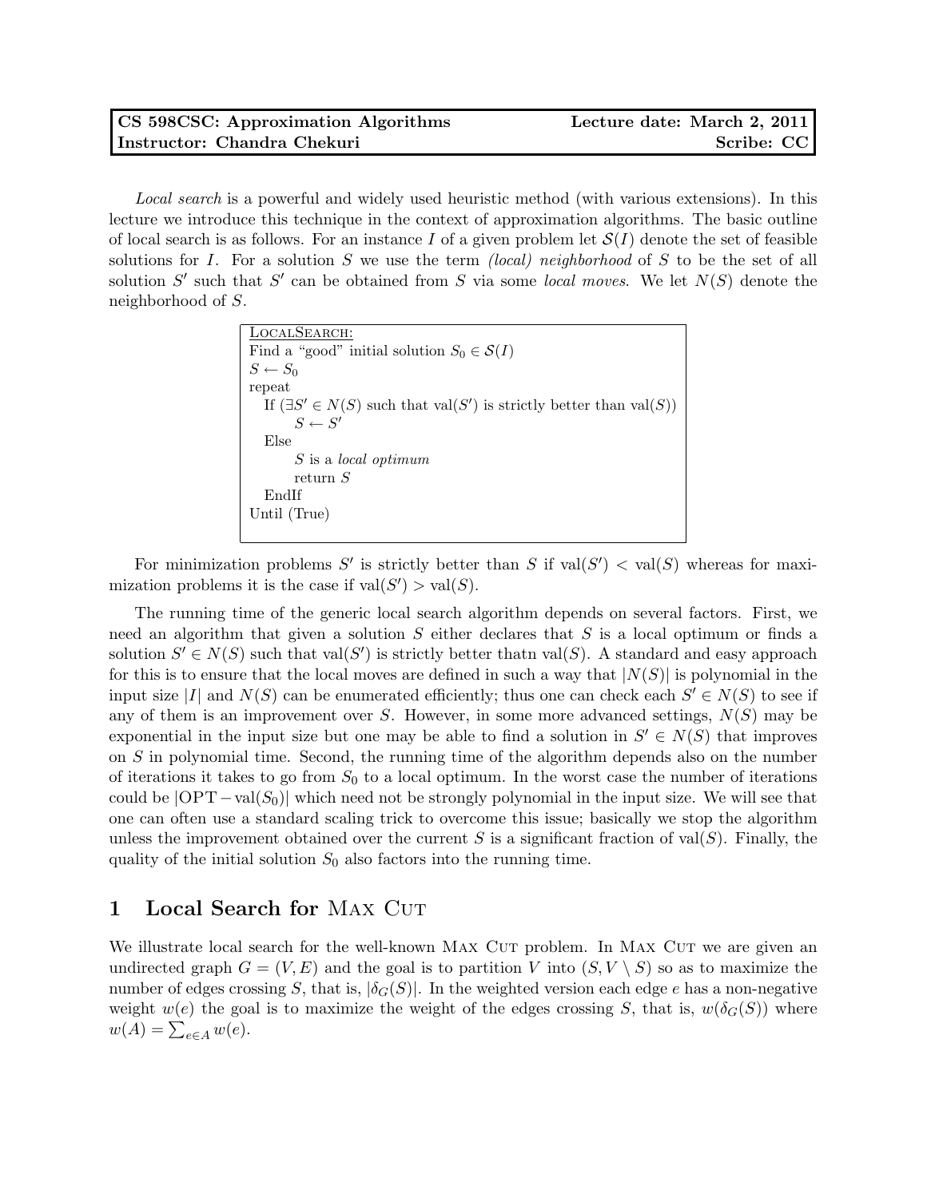| CS 598CSC: Approximation Algorithms | Lecture date: March 2, 2011 |
| --- | --- |
| Instructor: Chandra Chekuri | Scribe: CC |

*Local search* is a powerful and widely used heuristic method (with various extensions). In this lecture we introduce this technique in the context of approximation algorithms. The basic outline of local search is as follows. For an instance $I$ of a given problem let $\mathcal{S}(I)$ denote the set of feasible solutions for $I$. For a solution $S$ we use the term *(local) neighborhood* of $S$ to be the set of all solution $S'$ such that $S'$ can be obtained from $S$ via some *local moves*. We let $N(S)$ denote the neighborhood of $S$.

```
LocalSearch:
Find a "good" initial solution S_0 ∈ S(I)
S ← S_0
repeat
   If (∃S' ∈ N(S) such that val(S') is strictly better than val(S))
        S ← S'
   Else
        S is a local optimum
        return S
   EndIf
Until (True)
```

For minimization problems $S'$ is strictly better than $S$ if $\text{val}(S') < \text{val}(S)$ whereas for maximization problems it is the case if $\text{val}(S') > \text{val}(S)$.

The running time of the generic local search algorithm depends on several factors. First, we need an algorithm that given a solution $S$ either declares that $S$ is a local optimum or finds a solution $S' \in N(S)$ such that $\text{val}(S')$ is strictly better thatn $\text{val}(S)$. A standard and easy approach for this is to ensure that the local moves are defined in such a way that $|N(S)|$ is polynomial in the input size $|I|$ and $N(S)$ can be enumerated efficiently; thus one can check each $S' \in N(S)$ to see if any of them is an improvement over $S$. However, in some more advanced settings, $N(S)$ may be exponential in the input size but one may be able to find a solution in $S' \in N(S)$ that improves on $S$ in polynomial time. Second, the running time of the algorithm depends also on the number of iterations it takes to go from $S_0$ to a local optimum. In the worst case the number of iterations could be $|\text{OPT} - \text{val}(S_0)|$ which need not be strongly polynomial in the input size. We will see that one can often use a standard scaling trick to overcome this issue; basically we stop the algorithm unless the improvement obtained over the current $S$ is a significant fraction of $\text{val}(S)$. Finally, the quality of the initial solution $S_0$ also factors into the running time.

## 1 Local Search for Max Cut

We illustrate local search for the well-known Max Cut problem. In Max Cut we are given an undirected graph $G = (V, E)$ and the goal is to partition $V$ into $(S, V \setminus S)$ so as to maximize the number of edges crossing $S$, that is, $|\delta_G(S)|$. In the weighted version each edge $e$ has a non-negative weight $w(e)$ the goal is to maximize the weight of the edges crossing $S$, that is, $w(\delta_G(S))$ where $w(A) = \sum_{e \in A} w(e)$.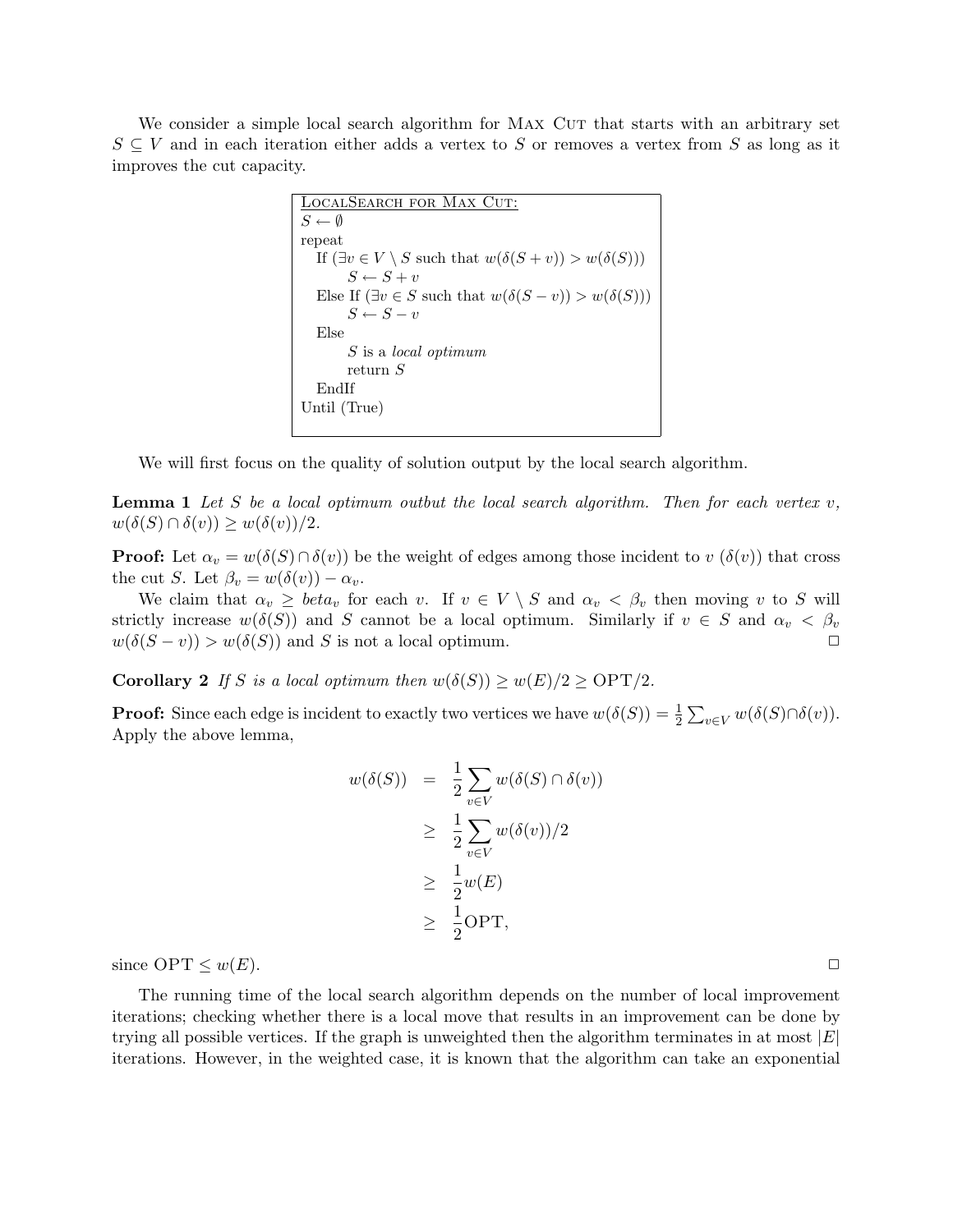We consider a simple local search algorithm for Max Cut that starts with an arbitrary set $S \subseteq V$ and in each iteration either adds a vertex to $S$ or removes a vertex from $S$ as long as it improves the cut capacity.

```
LocalSearch for Max Cut:
S ← ∅
repeat
   If (∃v ∈ V \ S such that w(δ(S + v)) > w(δ(S)))
        S ← S + v
   Else If (∃v ∈ S such that w(δ(S − v)) > w(δ(S)))
        S ← S − v
   Else
        S is a local optimum
        return S
   EndIf
Until (True)
```

We will first focus on the quality of solution output by the local search algorithm.

**Lemma 1** *Let $S$ be a local optimum outbut the local search algorithm. Then for each vertex $v$, $w(\delta(S) \cap \delta(v)) \geq w(\delta(v))/2$.*

**Proof:** Let $\alpha_v = w(\delta(S) \cap \delta(v))$ be the weight of edges among those incident to $v$ ($\delta(v)$) that cross the cut $S$. Let $\beta_v = w(\delta(v)) - \alpha_v$.

We claim that $\alpha_v \geq beta_v$ for each $v$. If $v \in V \setminus S$ and $\alpha_v < \beta_v$ then moving $v$ to $S$ will strictly increase $w(\delta(S))$ and $S$ cannot be a local optimum. Similarly if $v \in S$ and $\alpha_v < \beta_v$ $w(\delta(S - v)) > w(\delta(S))$ and $S$ is not a local optimum. □

**Corollary 2** *If $S$ is a local optimum then $w(\delta(S)) \geq w(E)/2 \geq \mathrm{OPT}/2$.*

**Proof:** Since each edge is incident to exactly two vertices we have $w(\delta(S)) = \frac{1}{2}\sum_{v \in V} w(\delta(S) \cap \delta(v))$. Apply the above lemma,

$$
\begin{aligned}
w(\delta(S)) &= \frac{1}{2}\sum_{v \in V} w(\delta(S) \cap \delta(v)) \\
&\geq \frac{1}{2}\sum_{v \in V} w(\delta(v))/2 \\
&\geq \frac{1}{2} w(E) \\
&\geq \frac{1}{2}\mathrm{OPT},
\end{aligned}
$$

since $\mathrm{OPT} \leq w(E)$. □

The running time of the local search algorithm depends on the number of local improvement iterations; checking whether there is a local move that results in an improvement can be done by trying all possible vertices. If the graph is unweighted then the algorithm terminates in at most $|E|$ iterations. However, in the weighted case, it is known that the algorithm can take an exponential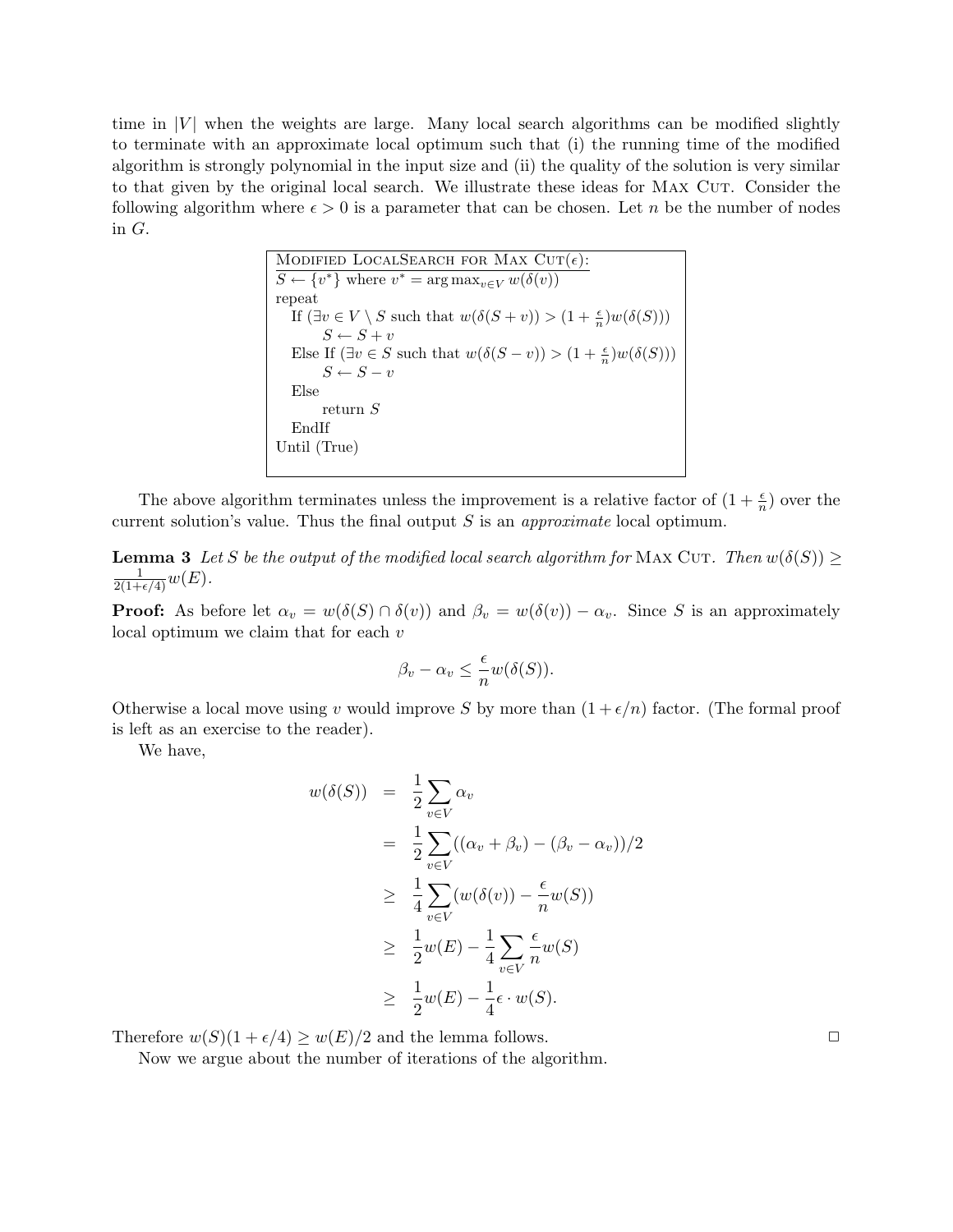time in $|V|$ when the weights are large. Many local search algorithms can be modified slightly to terminate with an approximate local optimum such that (i) the running time of the modified algorithm is strongly polynomial in the input size and (ii) the quality of the solution is very similar to that given by the original local search. We illustrate these ideas for Max Cut. Consider the following algorithm where $\epsilon > 0$ is a parameter that can be chosen. Let $n$ be the number of nodes in $G$.

```
Modified LocalSearch for Max Cut(ε):
S ← {v*} where v* = arg max_{v∈V} w(δ(v))
repeat
   If (∃v ∈ V \ S such that w(δ(S + v)) > (1 + ε/n)w(δ(S)))
        S ← S + v
   Else If (∃v ∈ S such that w(δ(S − v)) > (1 + ε/n)w(δ(S)))
        S ← S − v
   Else
        return S
   EndIf
Until (True)
```

The above algorithm terminates unless the improvement is a relative factor of $(1 + \frac{\epsilon}{n})$ over the current solution's value. Thus the final output $S$ is an *approximate* local optimum.

**Lemma 3** *Let $S$ be the output of the modified local search algorithm for* Max Cut. *Then $w(\delta(S)) \geq \frac{1}{2(1+\epsilon/4)} w(E)$.*

**Proof:** As before let $\alpha_v = w(\delta(S) \cap \delta(v))$ and $\beta_v = w(\delta(v)) - \alpha_v$. Since $S$ is an approximately local optimum we claim that for each $v$

$$\beta_v - \alpha_v \leq \frac{\epsilon}{n} w(\delta(S)).$$

Otherwise a local move using $v$ would improve $S$ by more than $(1 + \epsilon/n)$ factor. (The formal proof is left as an exercise to the reader).

We have,

$$
\begin{aligned}
w(\delta(S)) &= \frac{1}{2} \sum_{v \in V} \alpha_v \\
&= \frac{1}{2} \sum_{v \in V} ((\alpha_v + \beta_v) - (\beta_v - \alpha_v))/2 \\
&\geq \frac{1}{4} \sum_{v \in V} (w(\delta(v)) - \frac{\epsilon}{n} w(S)) \\
&\geq \frac{1}{2} w(E) - \frac{1}{4} \sum_{v \in V} \frac{\epsilon}{n} w(S) \\
&\geq \frac{1}{2} w(E) - \frac{1}{4} \epsilon \cdot w(S).
\end{aligned}
$$

Therefore $w(S)(1 + \epsilon/4) \geq w(E)/2$ and the lemma follows. □

Now we argue about the number of iterations of the algorithm.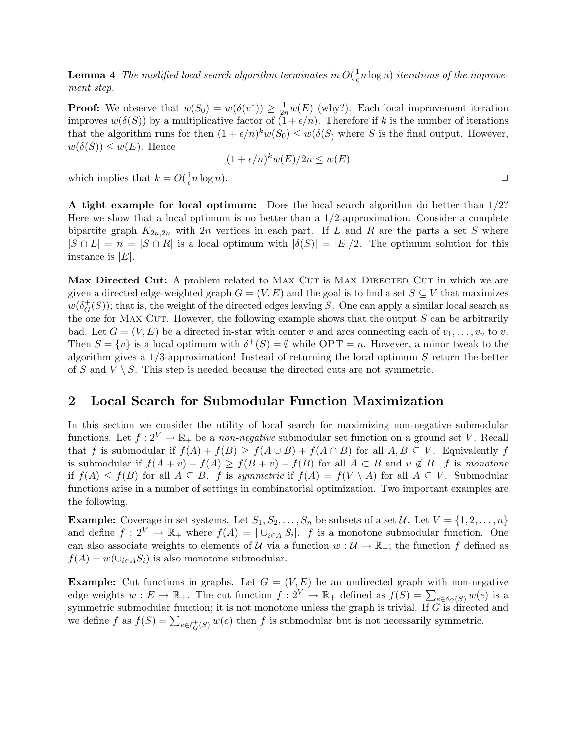**Lemma 4** *The modified local search algorithm terminates in $O(\frac{1}{\epsilon} n \log n)$ iterations of the improvement step.*

**Proof:** We observe that $w(S_0) = w(\delta(v^*)) \geq \frac{1}{2n} w(E)$ (why?). Each local improvement iteration improves $w(\delta(S))$ by a multiplicative factor of $(1 + \epsilon/n)$. Therefore if $k$ is the number of iterations that the algorithm runs for then $(1 + \epsilon/n)^k w(S_0) \leq w(\delta(S_)$ where $S$ is the final output. However, $w(\delta(S)) \leq w(E)$. Hence

$$(1 + \epsilon/n)^k w(E)/2n \leq w(E)$$

which implies that $k = O(\frac{1}{\epsilon} n \log n)$. □

**A tight example for local optimum:** Does the local search algorithm do better than 1/2? Here we show that a local optimum is no better than a 1/2-approximation. Consider a complete bipartite graph $K_{2n,2n}$ with $2n$ vertices in each part. If $L$ and $R$ are the parts a set $S$ where $|S \cap L| = n = |S \cap R|$ is a local optimum with $|\delta(S)| = |E|/2$. The optimum solution for this instance is $|E|$.

**Max Directed Cut:** A problem related to Max Cut is Max Directed Cut in which we are given a directed edge-weighted graph $G = (V, E)$ and the goal is to find a set $S \subseteq V$ that maximizes $w(\delta^+_G(S))$; that is, the weight of the directed edges leaving $S$. One can apply a similar local search as the one for Max Cut. However, the following example shows that the output $S$ can be arbitrarily bad. Let $G = (V, E)$ be a directed in-star with center $v$ and arcs connecting each of $v_1, \ldots, v_n$ to $v$. Then $S = \{v\}$ is a local optimum with $\delta^+(S) = \emptyset$ while $\text{OPT} = n$. However, a minor tweak to the algorithm gives a 1/3-approximation! Instead of returning the local optimum $S$ return the better of $S$ and $V \setminus S$. This step is needed because the directed cuts are not symmetric.

## 2 Local Search for Submodular Function Maximization

In this section we consider the utility of local search for maximizing non-negative submodular functions. Let $f : 2^V \to \mathbb{R}_+$ be a *non-negative* submodular set function on a ground set $V$. Recall that $f$ is submodular if $f(A) + f(B) \geq f(A \cup B) + f(A \cap B)$ for all $A, B \subseteq V$. Equivalently $f$ is submodular if $f(A + v) - f(A) \geq f(B + v) - f(B)$ for all $A \subset B$ and $v \notin B$. $f$ is *monotone* if $f(A) \leq f(B)$ for all $A \subseteq B$. $f$ is *symmetric* if $f(A) = f(V \setminus A)$ for all $A \subseteq V$. Submodular functions arise in a number of settings in combinatorial optimization. Two important examples are the following.

**Example:** Coverage in set systems. Let $S_1, S_2, \ldots, S_n$ be subsets of a set $\mathcal{U}$. Let $V = \{1, 2, \ldots, n\}$ and define $f : 2^V \to \mathbb{R}_+$ where $f(A) = |\cup_{i \in A} S_i|$. $f$ is a monotone submodular function. One can also associate weights to elements of $\mathcal{U}$ via a function $w : \mathcal{U} \to \mathbb{R}_+$; the function $f$ defined as $f(A) = w(\cup_{i \in A} S_i)$ is also monotone submodular.

**Example:** Cut functions in graphs. Let $G = (V, E)$ be an undirected graph with non-negative edge weights $w : E \to \mathbb{R}_+$. The cut function $f : 2^V \to \mathbb{R}_+$ defined as $f(S) = \sum_{e \in \delta_G(S)} w(e)$ is a symmetric submodular function; it is not monotone unless the graph is trivial. If $G$ is directed and we define $f$ as $f(S) = \sum_{e \in \delta^+_G(S)} w(e)$ then $f$ is submodular but is not necessarily symmetric.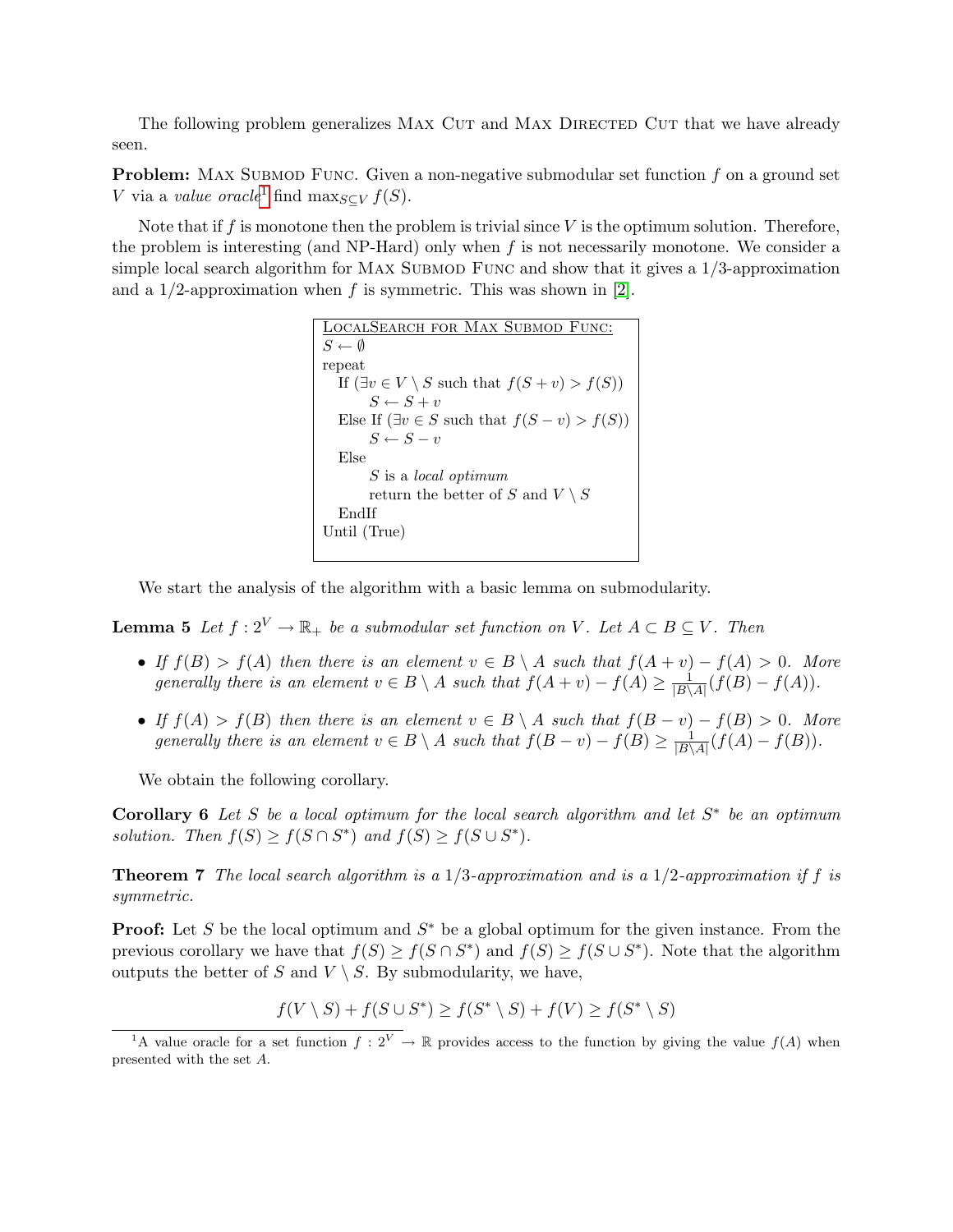The following problem generalizes Max Cut and Max Directed Cut that we have already seen.

**Problem:** Max Submod Func. Given a non-negative submodular set function $f$ on a ground set $V$ via a *value oracle*[1] find $\max_{S \subseteq V} f(S)$.

Note that if $f$ is monotone then the problem is trivial since $V$ is the optimum solution. Therefore, the problem is interesting (and NP-Hard) only when $f$ is not necessarily monotone. We consider a simple local search algorithm for Max Submod Func and show that it gives a 1/3-approximation and a 1/2-approximation when $f$ is symmetric. This was shown in [2].

```
LocalSearch for Max Submod Func:
S ← ∅
repeat
   If (∃v ∈ V \ S such that f(S + v) > f(S))
        S ← S + v
   Else If (∃v ∈ S such that f(S − v) > f(S))
        S ← S − v
   Else
        S is a local optimum
        return the better of S and V \ S
   EndIf
Until (True)
```

We start the analysis of the algorithm with a basic lemma on submodularity.

**Lemma 5** *Let $f : 2^V \to \mathbb{R}_+$ be a submodular set function on $V$. Let $A \subset B \subseteq V$. Then*

- *If $f(B) > f(A)$ then there is an element $v \in B \setminus A$ such that $f(A + v) - f(A) > 0$. More generally there is an element $v \in B \setminus A$ such that $f(A + v) - f(A) \geq \frac{1}{|B \setminus A|}(f(B) - f(A))$.*
- *If $f(A) > f(B)$ then there is an element $v \in B \setminus A$ such that $f(B - v) - f(B) > 0$. More generally there is an element $v \in B \setminus A$ such that $f(B - v) - f(B) \geq \frac{1}{|B \setminus A|}(f(A) - f(B))$.*

We obtain the following corollary.

**Corollary 6** *Let $S$ be a local optimum for the local search algorithm and let $S^*$ be an optimum solution. Then $f(S) \geq f(S \cap S^*)$ and $f(S) \geq f(S \cup S^*)$.*

**Theorem 7** *The local search algorithm is a 1/3-approximation and is a 1/2-approximation if $f$ is symmetric.*

**Proof:** Let $S$ be the local optimum and $S^*$ be a global optimum for the given instance. From the previous corollary we have that $f(S) \geq f(S \cap S^*)$ and $f(S) \geq f(S \cup S^*)$. Note that the algorithm outputs the better of $S$ and $V \setminus S$. By submodularity, we have,

$$f(V \setminus S) + f(S \cup S^*) \geq f(S^* \setminus S) + f(V) \geq f(S^* \setminus S)$$

[1] A value oracle for a set function $f : 2^V \to \mathbb{R}$ provides access to the function by giving the value $f(A)$ when presented with the set $A$.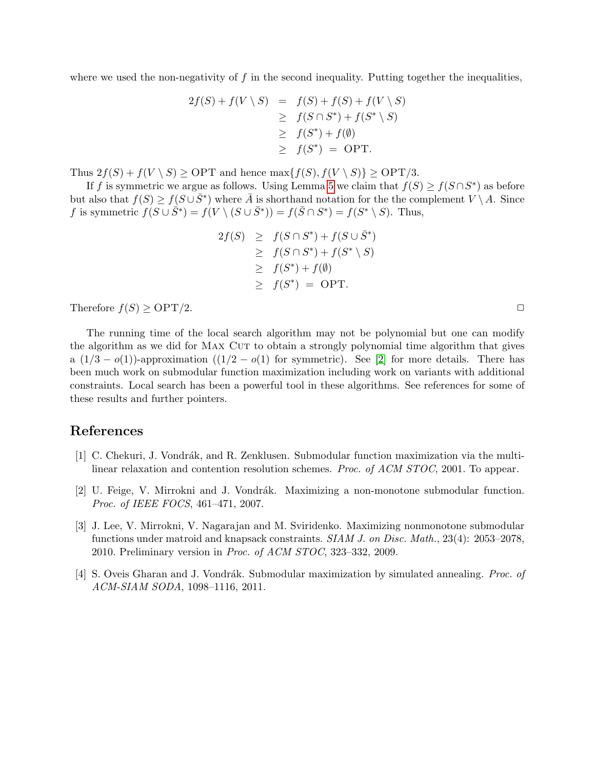where we used the non-negativity of $f$ in the second inequality. Putting together the inequalities,

$$
\begin{aligned}
2f(S) + f(V \setminus S) &= f(S) + f(S) + f(V \setminus S) \\
&\geq f(S \cap S^*) + f(S^* \setminus S) \\
&\geq f(S^*) + f(\emptyset) \\
&\geq f(S^*) \ = \ \mathrm{OPT}.
\end{aligned}
$$

Thus $2f(S) + f(V \setminus S) \geq \mathrm{OPT}$ and hence $\max\{f(S), f(V \setminus S)\} \geq \mathrm{OPT}/3$.

If $f$ is symmetric we argue as follows. Using Lemma 5 we claim that $f(S) \geq f(S \cap S^*)$ as before but also that $f(S) \geq f(S \cup \bar{S}^*)$ where $\bar{A}$ is shorthand notation for the the complement $V \setminus A$. Since $f$ is symmetric $f(S \cup \bar{S}^*) = f(V \setminus (S \cup \bar{S}^*)) = f(\bar{S} \cap S^*) = f(S^* \setminus S)$. Thus,

$$
\begin{aligned}
2f(S) &\geq f(S \cap S^*) + f(S \cup \bar{S}^*) \\
&\geq f(S \cap S^*) + f(S^* \setminus S) \\
&\geq f(S^*) + f(\emptyset) \\
&\geq f(S^*) \ = \ \mathrm{OPT}.
\end{aligned}
$$

Therefore $f(S) \geq \mathrm{OPT}/2$. □

The running time of the local search algorithm may not be polynomial but one can modify the algorithm as we did for Max Cut to obtain a strongly polynomial time algorithm that gives a $(1/3 - o(1))$-approximation ($(1/2 - o(1)$ for symmetric). See [2] for more details. There has been much work on submodular function maximization including work on variants with additional constraints. Local search has been a powerful tool in these algorithms. See references for some of these results and further pointers.

## References

[1] C. Chekuri, J. Vondrák, and R. Zenklusen. Submodular function maximization via the multilinear relaxation and contention resolution schemes. *Proc. of ACM STOC*, 2001. To appear.

[2] U. Feige, V. Mirrokni and J. Vondrák. Maximizing a non-monotone submodular function. *Proc. of IEEE FOCS*, 461–471, 2007.

[3] J. Lee, V. Mirrokni, V. Nagarajan and M. Sviridenko. Maximizing nonmonotone submodular functions under matroid and knapsack constraints. *SIAM J. on Disc. Math.*, 23(4): 2053–2078, 2010. Preliminary version in *Proc. of ACM STOC*, 323–332, 2009.

[4] S. Oveis Gharan and J. Vondrák. Submodular maximization by simulated annealing. *Proc. of ACM-SIAM SODA*, 1098–1116, 2011.